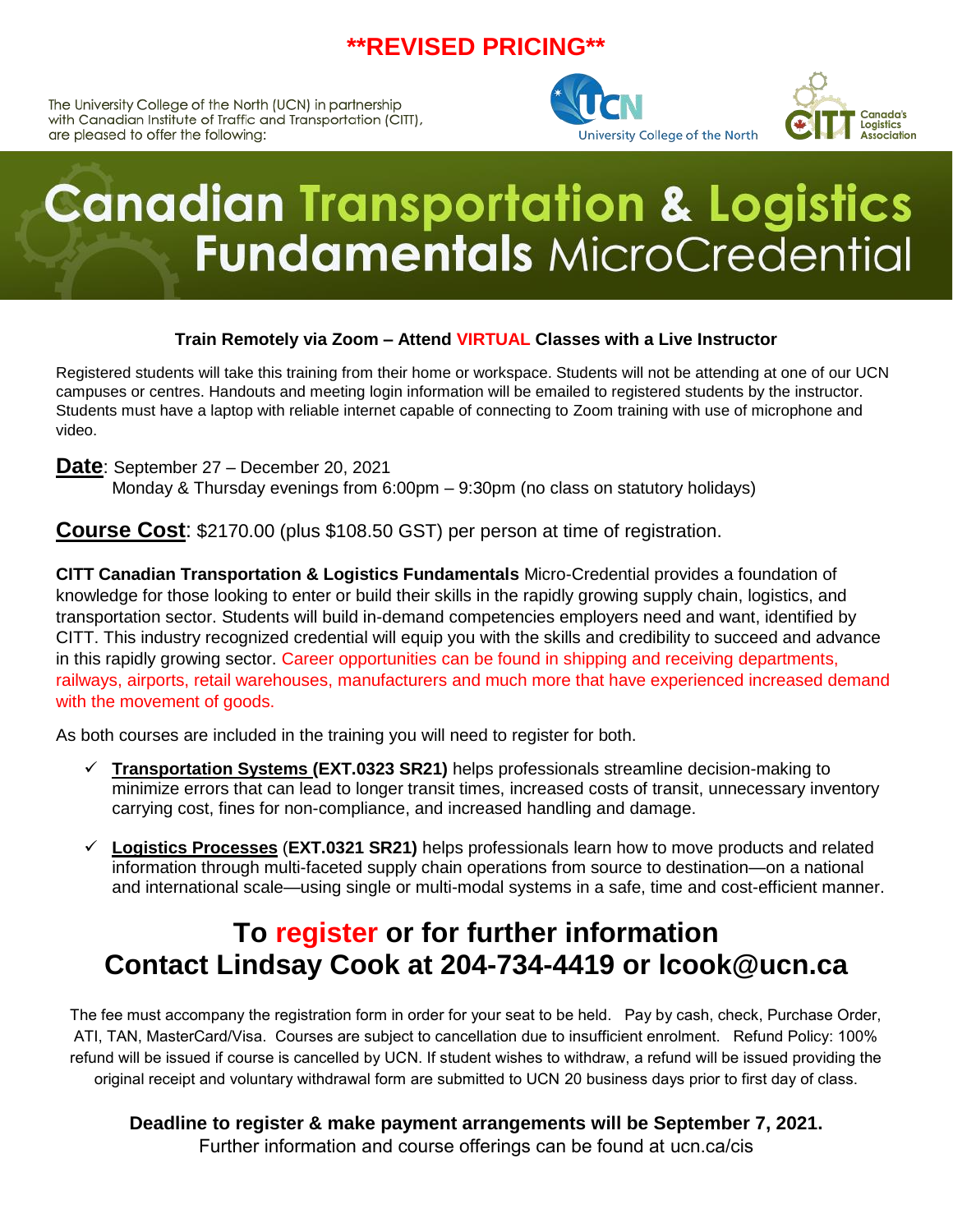**\*\*REVISED PRICING\*\***

The University College of the North (UCN) in partnership with Canadian Institute of Traffic and Transportation (CITT), are pleased to offer the following:

# Canadian Transportation & Logistics Fundamentals MicroCredential

**Train Remotely via Zoom – Attend VIRTUAL Classes with a Live Instructor**

Registered students will take this training from their home or workspace. Students will not be attending at one of our UCN campuses or centres. Handouts and meeting login information will be emailed to registered students by the instructor. Students must have a laptop with reliable internet capable of connecting to Zoom training with use of microphone and video.

**Date**: September 27 – December 20, 2021
Monday & Thursday evenings from 6:00pm – 9:30pm (no class on statutory holidays)

**Course Cost**: $2170.00 (plus $108.50 GST) per person at time of registration.

**CITT Canadian Transportation & Logistics Fundamentals** Micro-Credential provides a foundation of knowledge for those looking to enter or build their skills in the rapidly growing supply chain, logistics, and transportation sector. Students will build in-demand competencies employers need and want, identified by CITT. This industry recognized credential will equip you with the skills and credibility to succeed and advance in this rapidly growing sector. Career opportunities can be found in shipping and receiving departments, railways, airports, retail warehouses, manufacturers and much more that have experienced increased demand with the movement of goods.

As both courses are included in the training you will need to register for both.

- ✓ **Transportation Systems (EXT.0323 SR21)** helps professionals streamline decision-making to minimize errors that can lead to longer transit times, increased costs of transit, unnecessary inventory carrying cost, fines for non-compliance, and increased handling and damage.
- ✓ **Logistics Processes (EXT.0321 SR21)** helps professionals learn how to move products and related information through multi-faceted supply chain operations from source to destination—on a national and international scale—using single or multi-modal systems in a safe, time and cost-efficient manner.

## To register or for further information Contact Lindsay Cook at 204-734-4419 or lcook@ucn.ca

The fee must accompany the registration form in order for your seat to be held. Pay by cash, check, Purchase Order, ATI, TAN, MasterCard/Visa. Courses are subject to cancellation due to insufficient enrolment. Refund Policy: 100% refund will be issued if course is cancelled by UCN. If student wishes to withdraw, a refund will be issued providing the original receipt and voluntary withdrawal form are submitted to UCN 20 business days prior to first day of class.

**Deadline to register & make payment arrangements will be September 7, 2021.**
Further information and course offerings can be found at ucn.ca/cis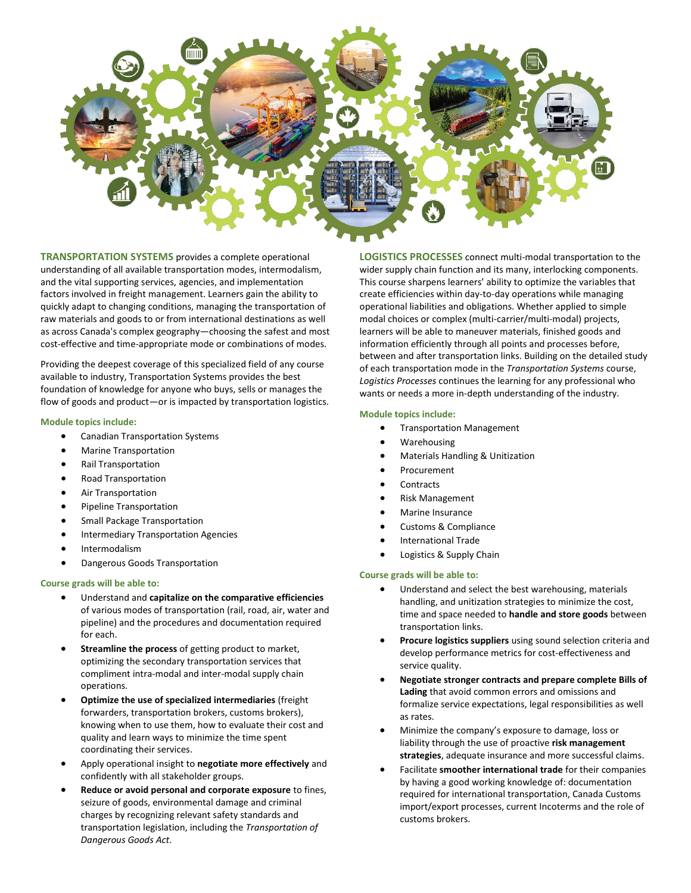**TRANSPORTATION SYSTEMS** provides a complete operational understanding of all available transportation modes, intermodalism, and the vital supporting services, agencies, and implementation factors involved in freight management. Learners gain the ability to quickly adapt to changing conditions, managing the transportation of raw materials and goods to or from international destinations as well as across Canada's complex geography—choosing the safest and most cost-effective and time-appropriate mode or combinations of modes.

Providing the deepest coverage of this specialized field of any course available to industry, Transportation Systems provides the best foundation of knowledge for anyone who buys, sells or manages the flow of goods and product—or is impacted by transportation logistics.

#### Module topics include:

- Canadian Transportation Systems
- Marine Transportation
- Rail Transportation
- Road Transportation
- Air Transportation
- Pipeline Transportation
- Small Package Transportation
- Intermediary Transportation Agencies
- Intermodalism
- Dangerous Goods Transportation

#### Course grads will be able to:

- Understand and **capitalize on the comparative efficiencies** of various modes of transportation (rail, road, air, water and pipeline) and the procedures and documentation required for each.
- **Streamline the process** of getting product to market, optimizing the secondary transportation services that compliment intra-modal and inter-modal supply chain operations.
- **Optimize the use of specialized intermediaries** (freight forwarders, transportation brokers, customs brokers), knowing when to use them, how to evaluate their cost and quality and learn ways to minimize the time spent coordinating their services.
- Apply operational insight to **negotiate more effectively** and confidently with all stakeholder groups.
- **Reduce or avoid personal and corporate exposure** to fines, seizure of goods, environmental damage and criminal charges by recognizing relevant safety standards and transportation legislation, including the *Transportation of Dangerous Goods Act*.

**LOGISTICS PROCESSES** connect multi-modal transportation to the wider supply chain function and its many, interlocking components. This course sharpens learners' ability to optimize the variables that create efficiencies within day-to-day operations while managing operational liabilities and obligations. Whether applied to simple modal choices or complex (multi-carrier/multi-modal) projects, learners will be able to maneuver materials, finished goods and information efficiently through all points and processes before, between and after transportation links. Building on the detailed study of each transportation mode in the *Transportation Systems* course, *Logistics Processes* continues the learning for any professional who wants or needs a more in-depth understanding of the industry.

#### Module topics include:

- Transportation Management
- Warehousing
- Materials Handling & Unitization
- Procurement
- Contracts
- Risk Management
- Marine Insurance
- Customs & Compliance
- International Trade
- Logistics & Supply Chain

#### Course grads will be able to:

- Understand and select the best warehousing, materials handling, and unitization strategies to minimize the cost, time and space needed to **handle and store goods** between transportation links.
- **Procure logistics suppliers** using sound selection criteria and develop performance metrics for cost-effectiveness and service quality.
- **Negotiate stronger contracts and prepare complete Bills of Lading** that avoid common errors and omissions and formalize service expectations, legal responsibilities as well as rates.
- Minimize the company's exposure to damage, loss or liability through the use of proactive **risk management strategies**, adequate insurance and more successful claims.
- Facilitate **smoother international trade** for their companies by having a good working knowledge of: documentation required for international transportation, Canada Customs import/export processes, current Incoterms and the role of customs brokers.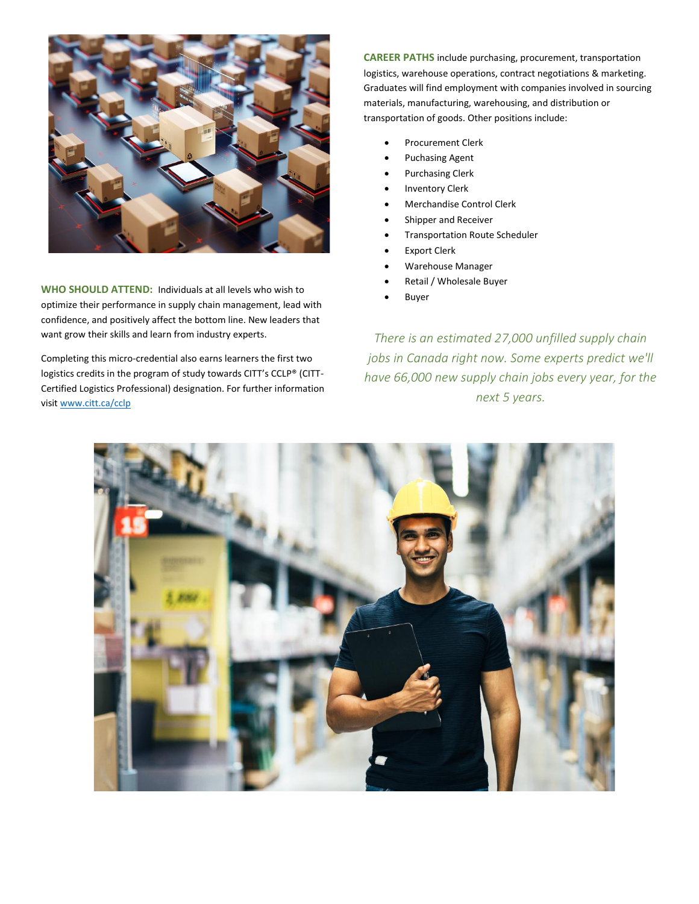**CAREER PATHS** include purchasing, procurement, transportation logistics, warehouse operations, contract negotiations & marketing. Graduates will find employment with companies involved in sourcing materials, manufacturing, warehousing, and distribution or transportation of goods. Other positions include:

- Procurement Clerk
- Puchasing Agent
- Purchasing Clerk
- Inventory Clerk
- Merchandise Control Clerk
- Shipper and Receiver
- Transportation Route Scheduler
- Export Clerk
- Warehouse Manager
- Retail / Wholesale Buyer
- Buyer

*There is an estimated 27,000 unfilled supply chain jobs in Canada right now. Some experts predict we'll have 66,000 new supply chain jobs every year, for the next 5 years.*

**WHO SHOULD ATTEND:** Individuals at all levels who wish to optimize their performance in supply chain management, lead with confidence, and positively affect the bottom line. New leaders that want grow their skills and learn from industry experts.

Completing this micro-credential also earns learners the first two logistics credits in the program of study towards CITT's CCLP® (CITT-Certified Logistics Professional) designation. For further information visit www.citt.ca/cclp